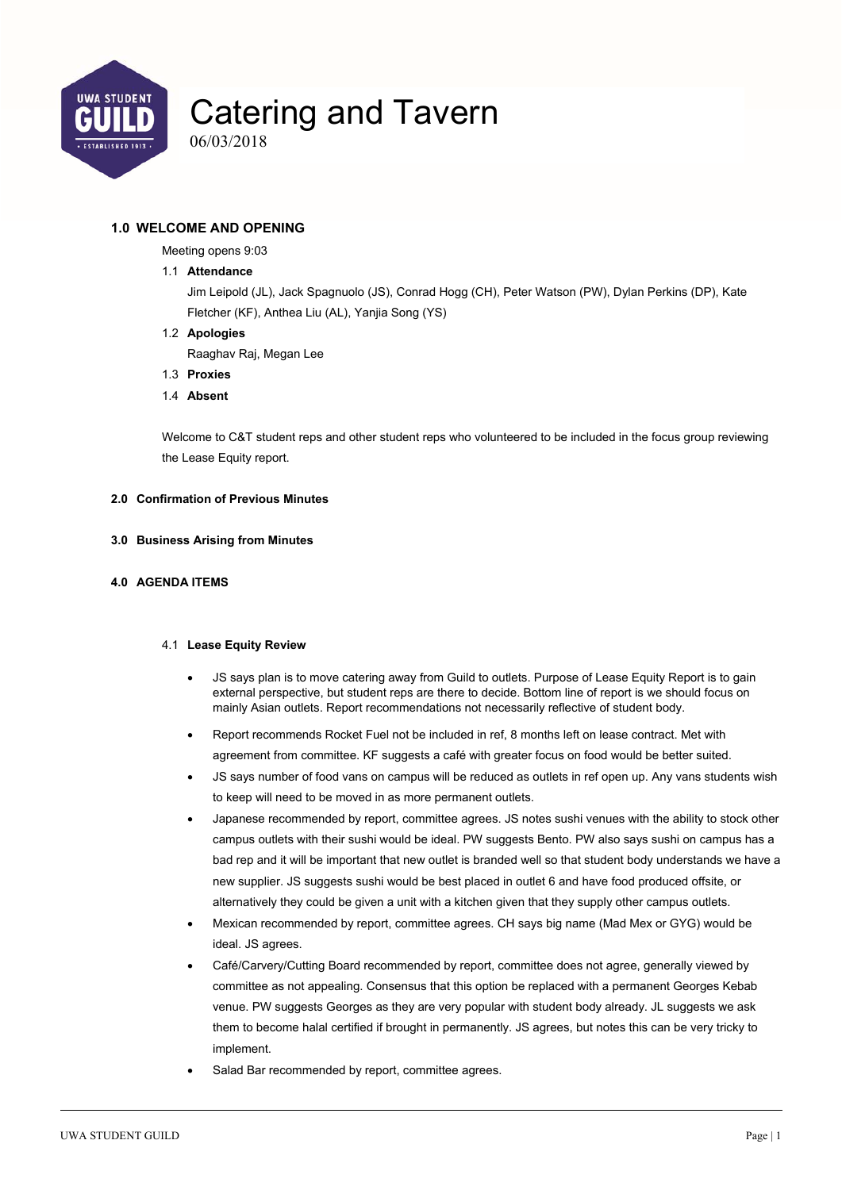# Catering and Tavern

06/03/2018

## 1.0 WELCOME AND OPENING

Meeting opens 9:03

### 1.1 Attendance

Jim Leipold (JL), Jack Spagnuolo (JS), Conrad Hogg (CH), Peter Watson (PW), Dylan Perkins (DP), Kate Fletcher (KF), Anthea Liu (AL), Yanjia Song (YS)

### 1.2 Apologies

Raaghav Raj, Megan Lee

### 1.3 Proxies

### 1.4 Absent

Welcome to C&T student reps and other student reps who volunteered to be included in the focus group reviewing the Lease Equity report.

## 2.0 Confirmation of Previous Minutes

## 3.0 Business Arising from Minutes

## 4.0 AGENDA ITEMS

### 4.1 Lease Equity Review

- JS says plan is to move catering away from Guild to outlets. Purpose of Lease Equity Report is to gain external perspective, but student reps are there to decide. Bottom line of report is we should focus on mainly Asian outlets. Report recommendations not necessarily reflective of student body.
- Report recommends Rocket Fuel not be included in ref, 8 months left on lease contract. Met with agreement from committee. KF suggests a café with greater focus on food would be better suited.
- JS says number of food vans on campus will be reduced as outlets in ref open up. Any vans students wish to keep will need to be moved in as more permanent outlets.
- Japanese recommended by report, committee agrees. JS notes sushi venues with the ability to stock other campus outlets with their sushi would be ideal. PW suggests Bento. PW also says sushi on campus has a bad rep and it will be important that new outlet is branded well so that student body understands we have a new supplier. JS suggests sushi would be best placed in outlet 6 and have food produced offsite, or alternatively they could be given a unit with a kitchen given that they supply other campus outlets.
- Mexican recommended by report, committee agrees. CH says big name (Mad Mex or GYG) would be ideal. JS agrees.
- Café/Carvery/Cutting Board recommended by report, committee does not agree, generally viewed by committee as not appealing. Consensus that this option be replaced with a permanent Georges Kebab venue. PW suggests Georges as they are very popular with student body already. JL suggests we ask them to become halal certified if brought in permanently. JS agrees, but notes this can be very tricky to implement.
- Salad Bar recommended by report, committee agrees.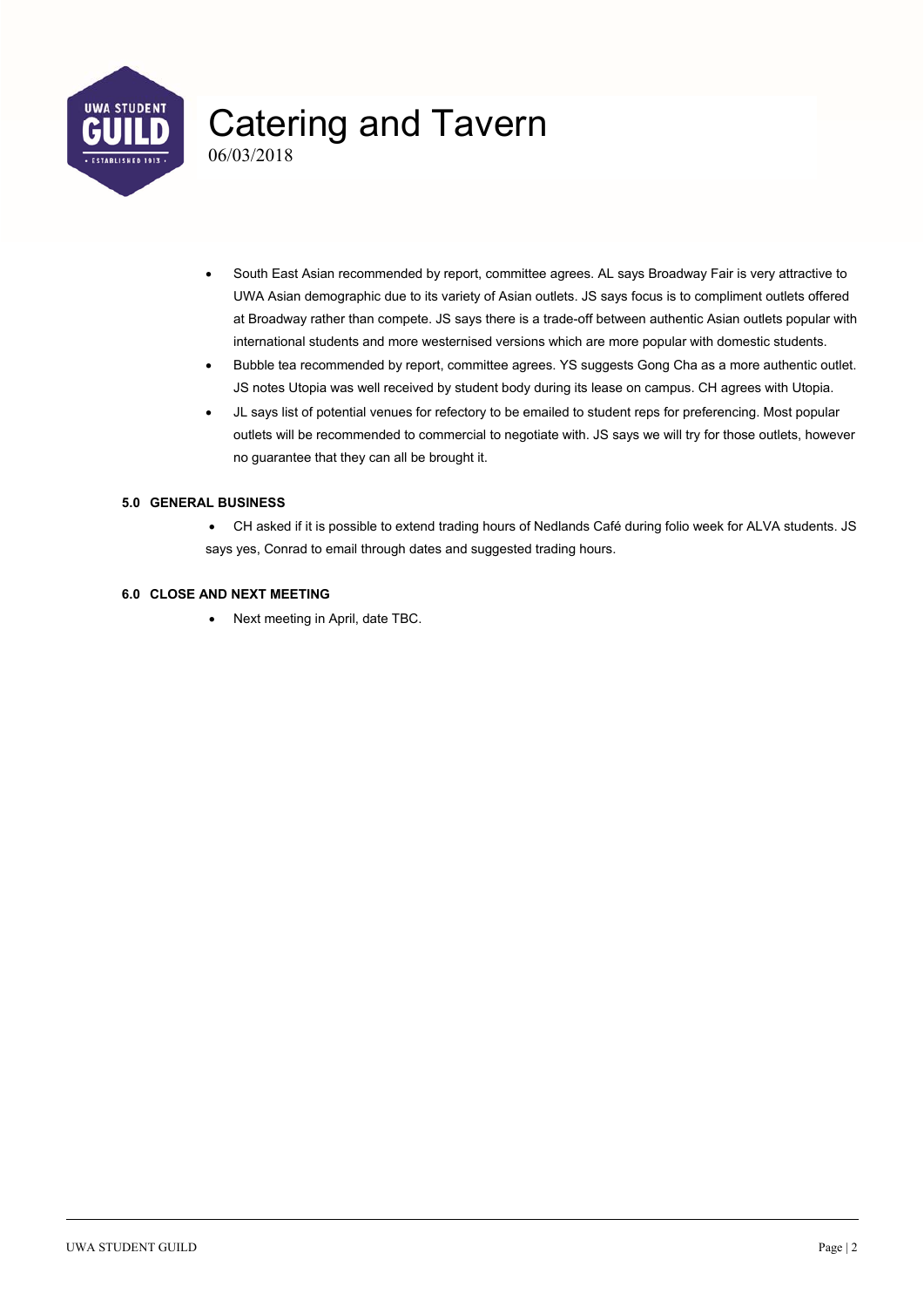- South East Asian recommended by report, committee agrees. AL says Broadway Fair is very attractive to UWA Asian demographic due to its variety of Asian outlets. JS says focus is to compliment outlets offered at Broadway rather than compete. JS says there is a trade-off between authentic Asian outlets popular with international students and more westernised versions which are more popular with domestic students.
- Bubble tea recommended by report, committee agrees. YS suggests Gong Cha as a more authentic outlet. JS notes Utopia was well received by student body during its lease on campus. CH agrees with Utopia.
- JL says list of potential venues for refectory to be emailed to student reps for preferencing. Most popular outlets will be recommended to commercial to negotiate with. JS says we will try for those outlets, however no guarantee that they can all be brought it.

**5.0 GENERAL BUSINESS**

- CH asked if it is possible to extend trading hours of Nedlands Café during folio week for ALVA students. JS says yes, Conrad to email through dates and suggested trading hours.

**6.0 CLOSE AND NEXT MEETING**

- Next meeting in April, date TBC.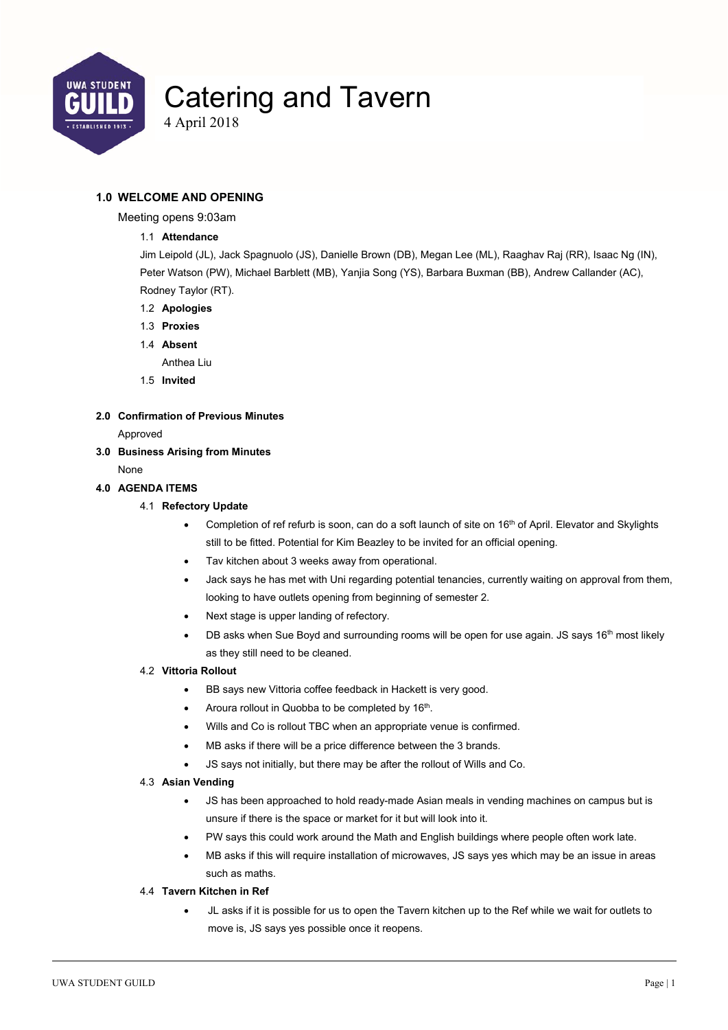# Catering and Tavern

4 April 2018

## 1.0 WELCOME AND OPENING

Meeting opens 9:03am

### 1.1 Attendance

Jim Leipold (JL), Jack Spagnuolo (JS), Danielle Brown (DB), Megan Lee (ML), Raaghav Raj (RR), Isaac Ng (IN), Peter Watson (PW), Michael Barblett (MB), Yanjia Song (YS), Barbara Buxman (BB), Andrew Callander (AC), Rodney Taylor (RT).

### 1.2 Apologies

### 1.3 Proxies

### 1.4 Absent

Anthea Liu

### 1.5 Invited

## 2.0 Confirmation of Previous Minutes

Approved

## 3.0 Business Arising from Minutes

None

## 4.0 AGENDA ITEMS

### 4.1 Refectory Update

- Completion of ref refurb is soon, can do a soft launch of site on 16th of April. Elevator and Skylights still to be fitted. Potential for Kim Beazley to be invited for an official opening.
- Tav kitchen about 3 weeks away from operational.
- Jack says he has met with Uni regarding potential tenancies, currently waiting on approval from them, looking to have outlets opening from beginning of semester 2.
- Next stage is upper landing of refectory.
- DB asks when Sue Boyd and surrounding rooms will be open for use again. JS says 16th most likely as they still need to be cleaned.

### 4.2 Vittoria Rollout

- BB says new Vittoria coffee feedback in Hackett is very good.
- Aroura rollout in Quobba to be completed by 16th.
- Wills and Co is rollout TBC when an appropriate venue is confirmed.
- MB asks if there will be a price difference between the 3 brands.
- JS says not initially, but there may be after the rollout of Wills and Co.

### 4.3 Asian Vending

- JS has been approached to hold ready-made Asian meals in vending machines on campus but is unsure if there is the space or market for it but will look into it.
- PW says this could work around the Math and English buildings where people often work late.
- MB asks if this will require installation of microwaves, JS says yes which may be an issue in areas such as maths.

### 4.4 Tavern Kitchen in Ref

- JL asks if it is possible for us to open the Tavern kitchen up to the Ref while we wait for outlets to move is, JS says yes possible once it reopens.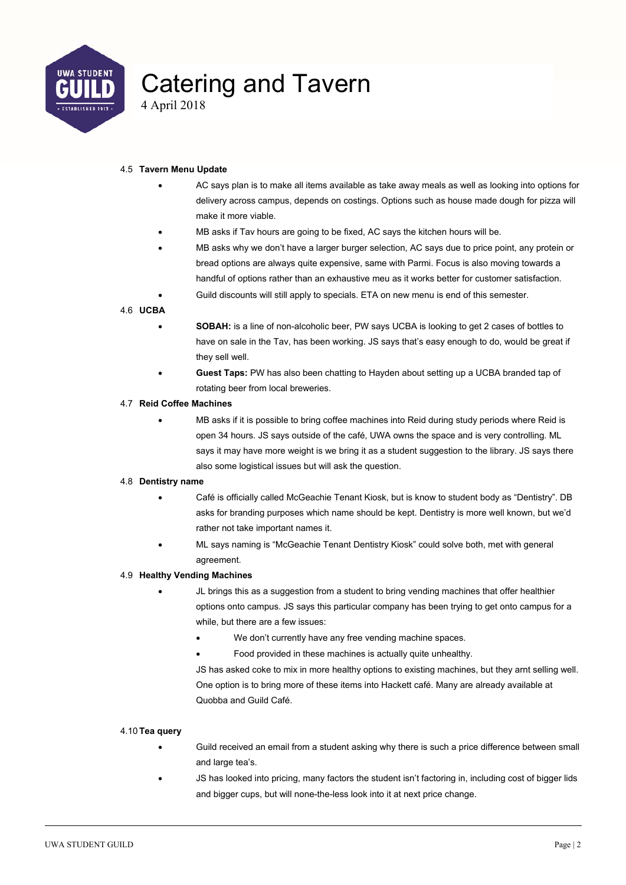# Catering and Tavern

4 April 2018

**4.5 Tavern Menu Update**

- AC says plan is to make all items available as take away meals as well as looking into options for delivery across campus, depends on costings. Options such as house made dough for pizza will make it more viable.
- MB asks if Tav hours are going to be fixed, AC says the kitchen hours will be.
- MB asks why we don't have a larger burger selection, AC says due to price point, any protein or bread options are always quite expensive, same with Parmi. Focus is also moving towards a handful of options rather than an exhaustive meu as it works better for customer satisfaction.
- Guild discounts will still apply to specials. ETA on new menu is end of this semester.

**4.6 UCBA**

- **SOBAH:** is a line of non-alcoholic beer, PW says UCBA is looking to get 2 cases of bottles to have on sale in the Tav, has been working. JS says that's easy enough to do, would be great if they sell well.
- **Guest Taps:** PW has also been chatting to Hayden about setting up a UCBA branded tap of rotating beer from local breweries.

**4.7 Reid Coffee Machines**

- MB asks if it is possible to bring coffee machines into Reid during study periods where Reid is open 34 hours. JS says outside of the café, UWA owns the space and is very controlling. ML says it may have more weight is we bring it as a student suggestion to the library. JS says there also some logistical issues but will ask the question.

**4.8 Dentistry name**

- Café is officially called McGeachie Tenant Kiosk, but is know to student body as "Dentistry". DB asks for branding purposes which name should be kept. Dentistry is more well known, but we'd rather not take important names it.
- ML says naming is "McGeachie Tenant Dentistry Kiosk" could solve both, met with general agreement.

**4.9 Healthy Vending Machines**

- JL brings this as a suggestion from a student to bring vending machines that offer healthier options onto campus. JS says this particular company has been trying to get onto campus for a while, but there are a few issues:
  - We don't currently have any free vending machine spaces.
  - Food provided in these machines is actually quite unhealthy.

  JS has asked coke to mix in more healthy options to existing machines, but they arnt selling well. One option is to bring more of these items into Hackett café. Many are already available at Quobba and Guild Café.

**4.10 Tea query**

- Guild received an email from a student asking why there is such a price difference between small and large tea's.
- JS has looked into pricing, many factors the student isn't factoring in, including cost of bigger lids and bigger cups, but will none-the-less look into it at next price change.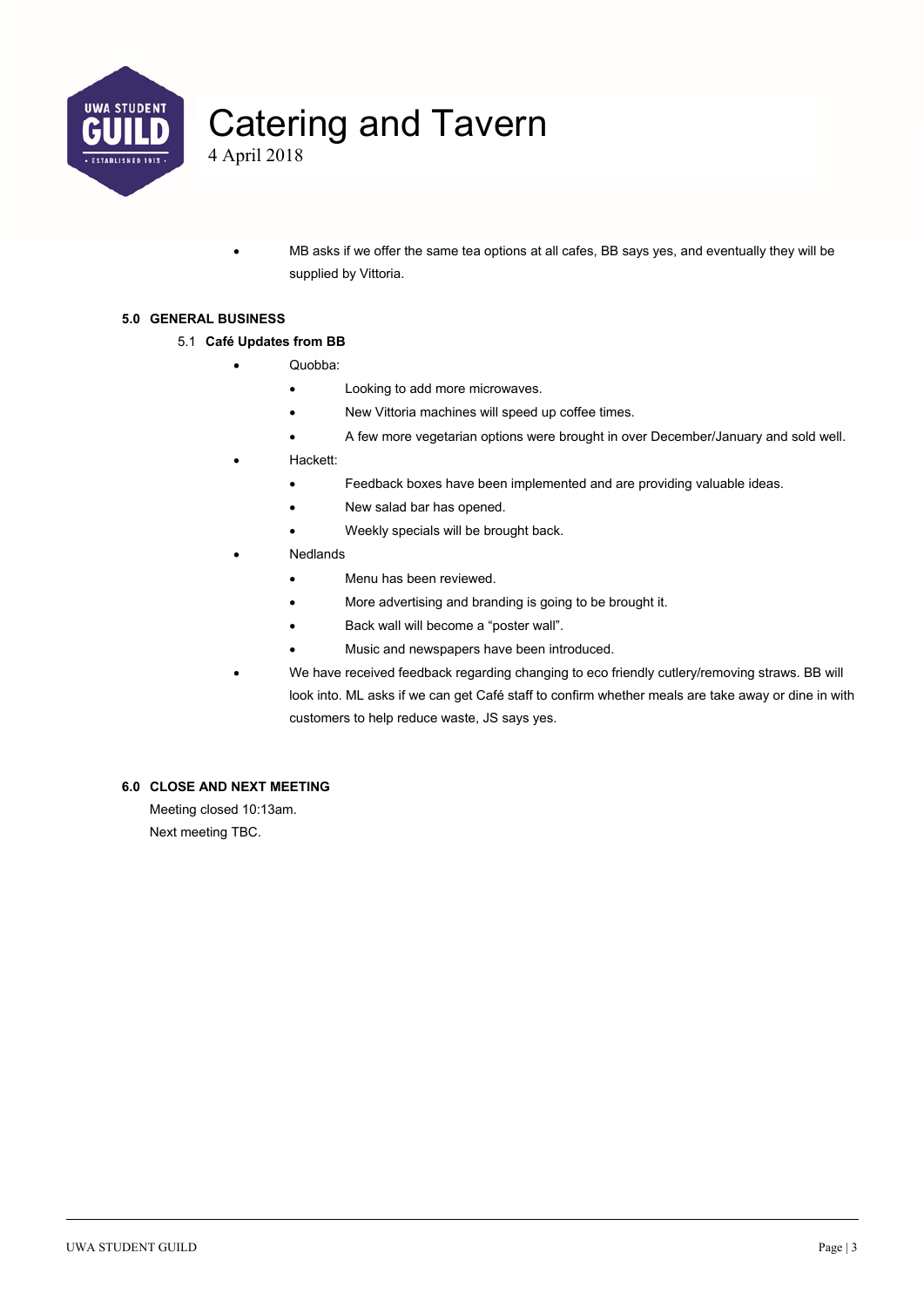- MB asks if we offer the same tea options at all cafes, BB says yes, and eventually they will be supplied by Vittoria.

**5.0 GENERAL BUSINESS**

5.1 **Café Updates from BB**

- Quobba:
  - Looking to add more microwaves.
  - New Vittoria machines will speed up coffee times.
  - A few more vegetarian options were brought in over December/January and sold well.
- Hackett:
  - Feedback boxes have been implemented and are providing valuable ideas.
  - New salad bar has opened.
  - Weekly specials will be brought back.
- Nedlands
  - Menu has been reviewed.
  - More advertising and branding is going to be brought it.
  - Back wall will become a "poster wall".
  - Music and newspapers have been introduced.
- We have received feedback regarding changing to eco friendly cutlery/removing straws. BB will look into. ML asks if we can get Café staff to confirm whether meals are take away or dine in with customers to help reduce waste, JS says yes.

**6.0 CLOSE AND NEXT MEETING**

Meeting closed 10:13am.

Next meeting TBC.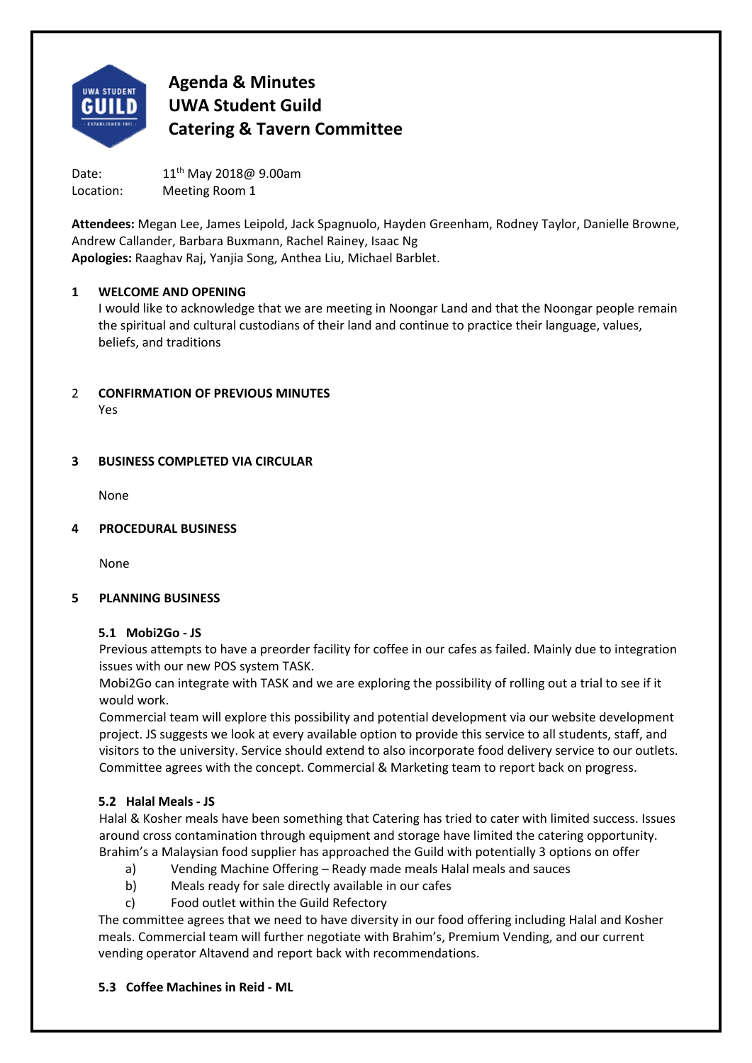# Agenda & Minutes
# UWA Student Guild
# Catering & Tavern Committee

Date: 11th May 2018@ 9.00am
Location: Meeting Room 1

**Attendees:** Megan Lee, James Leipold, Jack Spagnuolo, Hayden Greenham, Rodney Taylor, Danielle Browne, Andrew Callander, Barbara Buxmann, Rachel Rainey, Isaac Ng
**Apologies:** Raaghav Raj, Yanjia Song, Anthea Liu, Michael Barblet.

## 1 WELCOME AND OPENING

I would like to acknowledge that we are meeting in Noongar Land and that the Noongar people remain the spiritual and cultural custodians of their land and continue to practice their language, values, beliefs, and traditions

## 2 CONFIRMATION OF PREVIOUS MINUTES

Yes

## 3 BUSINESS COMPLETED VIA CIRCULAR

None

## 4 PROCEDURAL BUSINESS

None

## 5 PLANNING BUSINESS

### 5.1 Mobi2Go - JS

Previous attempts to have a preorder facility for coffee in our cafes as failed. Mainly due to integration issues with our new POS system TASK.
Mobi2Go can integrate with TASK and we are exploring the possibility of rolling out a trial to see if it would work.
Commercial team will explore this possibility and potential development via our website development project. JS suggests we look at every available option to provide this service to all students, staff, and visitors to the university. Service should extend to also incorporate food delivery service to our outlets. Committee agrees with the concept. Commercial & Marketing team to report back on progress.

### 5.2 Halal Meals - JS

Halal & Kosher meals have been something that Catering has tried to cater with limited success. Issues around cross contamination through equipment and storage have limited the catering opportunity. Brahim's a Malaysian food supplier has approached the Guild with potentially 3 options on offer

a) Vending Machine Offering – Ready made meals Halal meals and sauces
b) Meals ready for sale directly available in our cafes
c) Food outlet within the Guild Refectory

The committee agrees that we need to have diversity in our food offering including Halal and Kosher meals. Commercial team will further negotiate with Brahim's, Premium Vending, and our current vending operator Altavend and report back with recommendations.

### 5.3 Coffee Machines in Reid - ML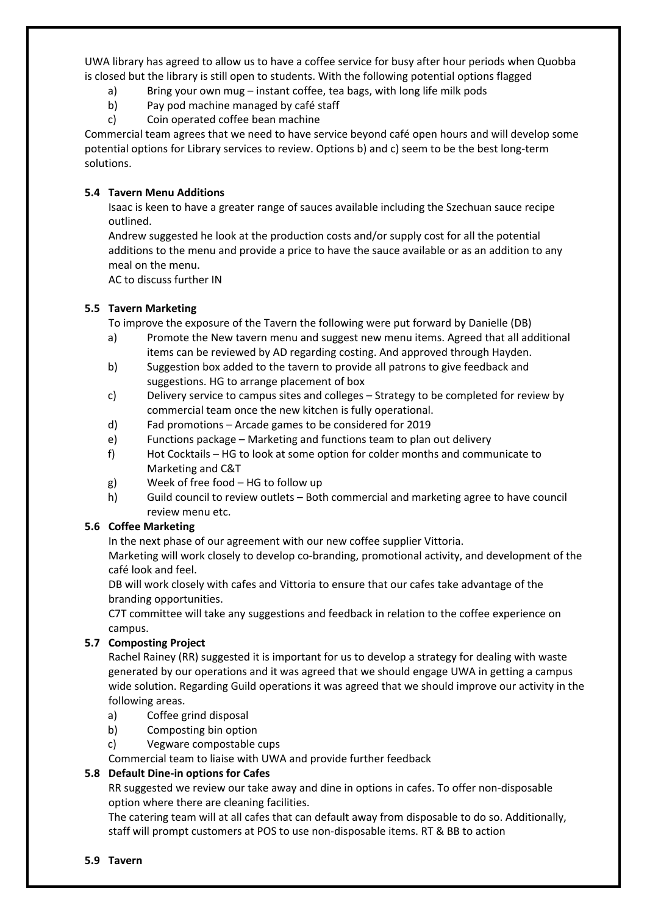UWA library has agreed to allow us to have a coffee service for busy after hour periods when Quobba is closed but the library is still open to students. With the following potential options flagged

a) Bring your own mug – instant coffee, tea bags, with long life milk pods
b) Pay pod machine managed by café staff
c) Coin operated coffee bean machine

Commercial team agrees that we need to have service beyond café open hours and will develop some potential options for Library services to review. Options b) and c) seem to be the best long-term solutions.

### 5.4 Tavern Menu Additions

Isaac is keen to have a greater range of sauces available including the Szechuan sauce recipe outlined.

Andrew suggested he look at the production costs and/or supply cost for all the potential additions to the menu and provide a price to have the sauce available or as an addition to any meal on the menu.

AC to discuss further IN

### 5.5 Tavern Marketing

To improve the exposure of the Tavern the following were put forward by Danielle (DB)

a) Promote the New tavern menu and suggest new menu items. Agreed that all additional items can be reviewed by AD regarding costing. And approved through Hayden.
b) Suggestion box added to the tavern to provide all patrons to give feedback and suggestions. HG to arrange placement of box
c) Delivery service to campus sites and colleges – Strategy to be completed for review by commercial team once the new kitchen is fully operational.
d) Fad promotions – Arcade games to be considered for 2019
e) Functions package – Marketing and functions team to plan out delivery
f) Hot Cocktails – HG to look at some option for colder months and communicate to Marketing and C&T
g) Week of free food – HG to follow up
h) Guild council to review outlets – Both commercial and marketing agree to have council review menu etc.

### 5.6 Coffee Marketing

In the next phase of our agreement with our new coffee supplier Vittoria.

Marketing will work closely to develop co-branding, promotional activity, and development of the café look and feel.

DB will work closely with cafes and Vittoria to ensure that our cafes take advantage of the branding opportunities.

C7T committee will take any suggestions and feedback in relation to the coffee experience on campus.

### 5.7 Composting Project

Rachel Rainey (RR) suggested it is important for us to develop a strategy for dealing with waste generated by our operations and it was agreed that we should engage UWA in getting a campus wide solution. Regarding Guild operations it was agreed that we should improve our activity in the following areas.

a) Coffee grind disposal
b) Composting bin option
c) Vegware compostable cups

Commercial team to liaise with UWA and provide further feedback

### 5.8 Default Dine-in options for Cafes

RR suggested we review our take away and dine in options in cafes. To offer non-disposable option where there are cleaning facilities.

The catering team will at all cafes that can default away from disposable to do so. Additionally, staff will prompt customers at POS to use non-disposable items. RT & BB to action

### 5.9 Tavern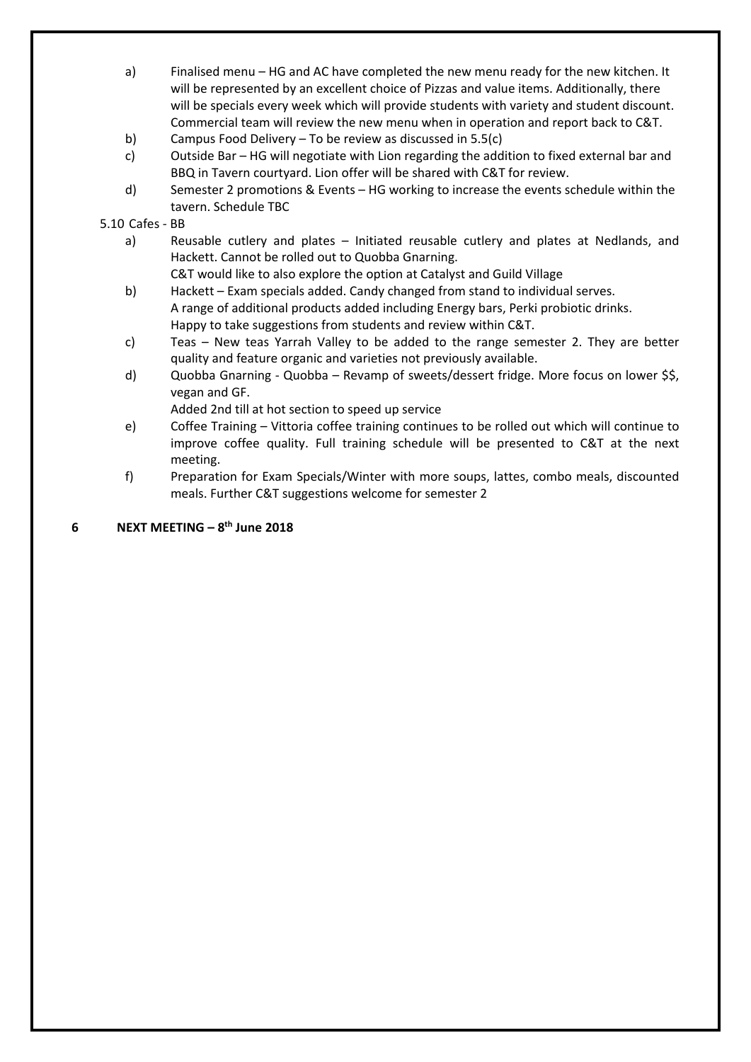a) Finalised menu – HG and AC have completed the new menu ready for the new kitchen. It will be represented by an excellent choice of Pizzas and value items. Additionally, there will be specials every week which will provide students with variety and student discount. Commercial team will review the new menu when in operation and report back to C&T.

b) Campus Food Delivery – To be review as discussed in 5.5(c)

c) Outside Bar – HG will negotiate with Lion regarding the addition to fixed external bar and BBQ in Tavern courtyard. Lion offer will be shared with C&T for review.

d) Semester 2 promotions & Events – HG working to increase the events schedule within the tavern. Schedule TBC

5.10 Cafes - BB

a) Reusable cutlery and plates – Initiated reusable cutlery and plates at Nedlands, and Hackett. Cannot be rolled out to Quobba Gnarning.
C&T would like to also explore the option at Catalyst and Guild Village

b) Hackett – Exam specials added. Candy changed from stand to individual serves.
A range of additional products added including Energy bars, Perki probiotic drinks.
Happy to take suggestions from students and review within C&T.

c) Teas – New teas Yarrah Valley to be added to the range semester 2. They are better quality and feature organic and varieties not previously available.

d) Quobba Gnarning - Quobba – Revamp of sweets/dessert fridge. More focus on lower $$, vegan and GF.
Added 2nd till at hot section to speed up service

e) Coffee Training – Vittoria coffee training continues to be rolled out which will continue to improve coffee quality. Full training schedule will be presented to C&T at the next meeting.

f) Preparation for Exam Specials/Winter with more soups, lattes, combo meals, discounted meals. Further C&T suggestions welcome for semester 2

**6 NEXT MEETING – 8th June 2018**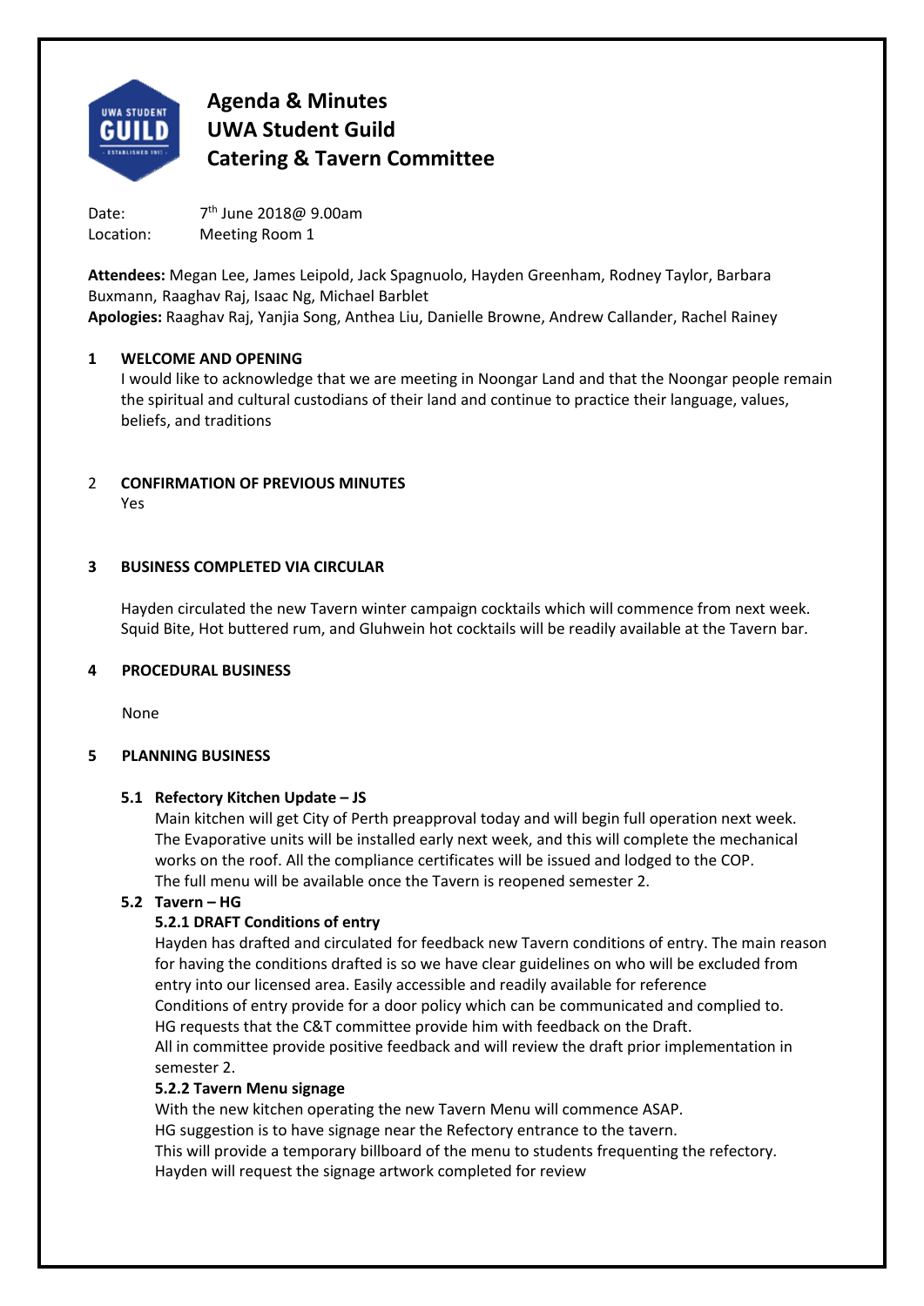# Agenda & Minutes
# UWA Student Guild
# Catering & Tavern Committee

Date: 7th June 2018@ 9.00am
Location: Meeting Room 1

**Attendees:** Megan Lee, James Leipold, Jack Spagnuolo, Hayden Greenham, Rodney Taylor, Barbara Buxmann, Raaghav Raj, Isaac Ng, Michael Barblet
**Apologies:** Raaghav Raj, Yanjia Song, Anthea Liu, Danielle Browne, Andrew Callander, Rachel Rainey

## 1 WELCOME AND OPENING

I would like to acknowledge that we are meeting in Noongar Land and that the Noongar people remain the spiritual and cultural custodians of their land and continue to practice their language, values, beliefs, and traditions

## 2 CONFIRMATION OF PREVIOUS MINUTES

Yes

## 3 BUSINESS COMPLETED VIA CIRCULAR

Hayden circulated the new Tavern winter campaign cocktails which will commence from next week. Squid Bite, Hot buttered rum, and Gluhwein hot cocktails will be readily available at the Tavern bar.

## 4 PROCEDURAL BUSINESS

None

## 5 PLANNING BUSINESS

### 5.1 Refectory Kitchen Update – JS

Main kitchen will get City of Perth preapproval today and will begin full operation next week. The Evaporative units will be installed early next week, and this will complete the mechanical works on the roof. All the compliance certificates will be issued and lodged to the COP.
The full menu will be available once the Tavern is reopened semester 2.

### 5.2 Tavern – HG

#### 5.2.1 DRAFT Conditions of entry

Hayden has drafted and circulated for feedback new Tavern conditions of entry. The main reason for having the conditions drafted is so we have clear guidelines on who will be excluded from entry into our licensed area. Easily accessible and readily available for reference
Conditions of entry provide for a door policy which can be communicated and complied to.
HG requests that the C&T committee provide him with feedback on the Draft.
All in committee provide positive feedback and will review the draft prior implementation in semester 2.

#### 5.2.2 Tavern Menu signage

With the new kitchen operating the new Tavern Menu will commence ASAP.
HG suggestion is to have signage near the Refectory entrance to the tavern.
This will provide a temporary billboard of the menu to students frequenting the refectory.
Hayden will request the signage artwork completed for review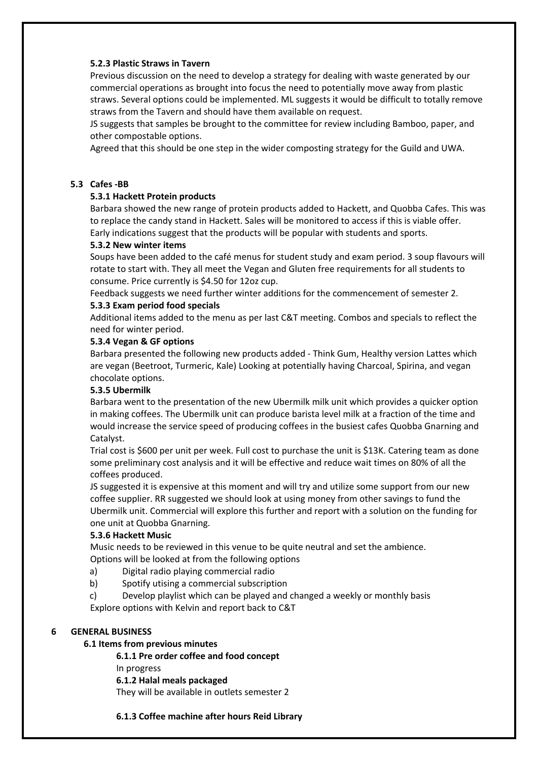**5.2.3 Plastic Straws in Tavern**

Previous discussion on the need to develop a strategy for dealing with waste generated by our commercial operations as brought into focus the need to potentially move away from plastic straws. Several options could be implemented. ML suggests it would be difficult to totally remove straws from the Tavern and should have them available on request.

JS suggests that samples be brought to the committee for review including Bamboo, paper, and other compostable options.

Agreed that this should be one step in the wider composting strategy for the Guild and UWA.

**5.3 Cafes -BB**

**5.3.1 Hackett Protein products**

Barbara showed the new range of protein products added to Hackett, and Quobba Cafes. This was to replace the candy stand in Hackett. Sales will be monitored to access if this is viable offer. Early indications suggest that the products will be popular with students and sports.

**5.3.2 New winter items**

Soups have been added to the café menus for student study and exam period. 3 soup flavours will rotate to start with. They all meet the Vegan and Gluten free requirements for all students to consume. Price currently is $4.50 for 12oz cup.

Feedback suggests we need further winter additions for the commencement of semester 2.

**5.3.3 Exam period food specials**

Additional items added to the menu as per last C&T meeting. Combos and specials to reflect the need for winter period.

**5.3.4 Vegan & GF options**

Barbara presented the following new products added - Think Gum, Healthy version Lattes which are vegan (Beetroot, Turmeric, Kale) Looking at potentially having Charcoal, Spirina, and vegan chocolate options.

**5.3.5 Ubermilk**

Barbara went to the presentation of the new Ubermilk milk unit which provides a quicker option in making coffees. The Ubermilk unit can produce barista level milk at a fraction of the time and would increase the service speed of producing coffees in the busiest cafes Quobba Gnarning and Catalyst.

Trial cost is $600 per unit per week. Full cost to purchase the unit is $13K. Catering team as done some preliminary cost analysis and it will be effective and reduce wait times on 80% of all the coffees produced.

JS suggested it is expensive at this moment and will try and utilize some support from our new coffee supplier. RR suggested we should look at using money from other savings to fund the Ubermilk unit. Commercial will explore this further and report with a solution on the funding for one unit at Quobba Gnarning.

**5.3.6 Hackett Music**

Music needs to be reviewed in this venue to be quite neutral and set the ambience.

Options will be looked at from the following options

a) Digital radio playing commercial radio
b) Spotify utising a commercial subscription
c) Develop playlist which can be played and changed a weekly or monthly basis

Explore options with Kelvin and report back to C&T

**6 GENERAL BUSINESS**

**6.1 Items from previous minutes**

**6.1.1 Pre order coffee and food concept**

In progress

**6.1.2 Halal meals packaged**

They will be available in outlets semester 2

**6.1.3 Coffee machine after hours Reid Library**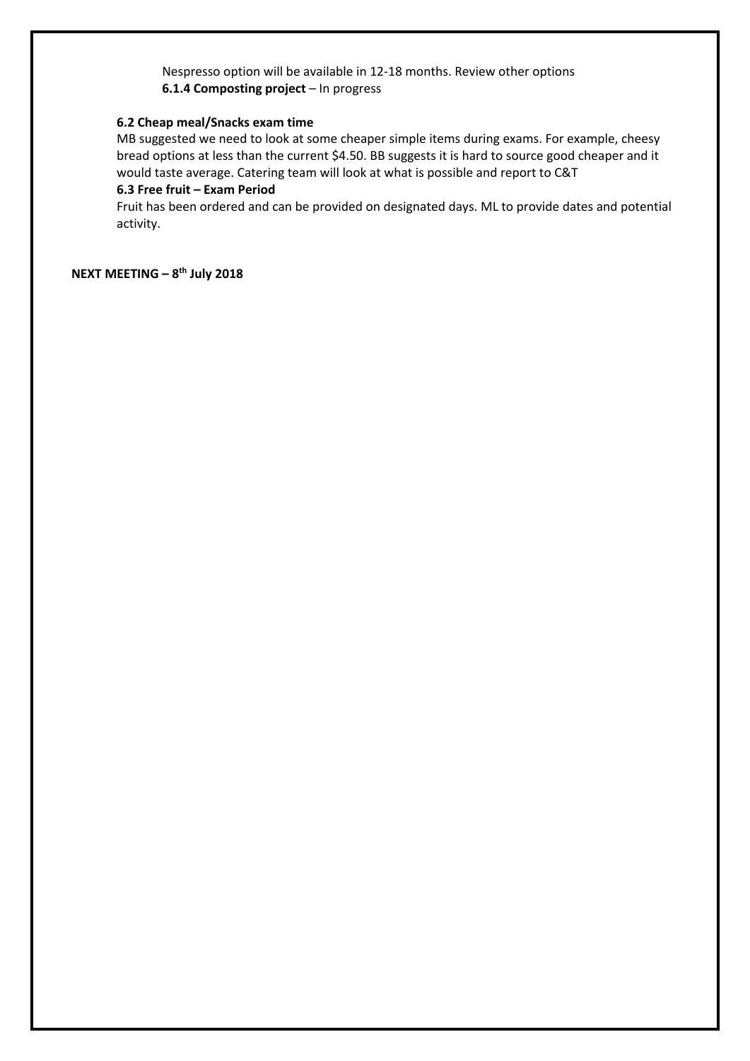Nespresso option will be available in 12-18 months. Review other options

**6.1.4 Composting project** – In progress

**6.2 Cheap meal/Snacks exam time**

MB suggested we need to look at some cheaper simple items during exams. For example, cheesy bread options at less than the current $4.50. BB suggests it is hard to source good cheaper and it would taste average. Catering team will look at what is possible and report to C&T

**6.3 Free fruit – Exam Period**

Fruit has been ordered and can be provided on designated days. ML to provide dates and potential activity.

**NEXT MEETING – 8th July 2018**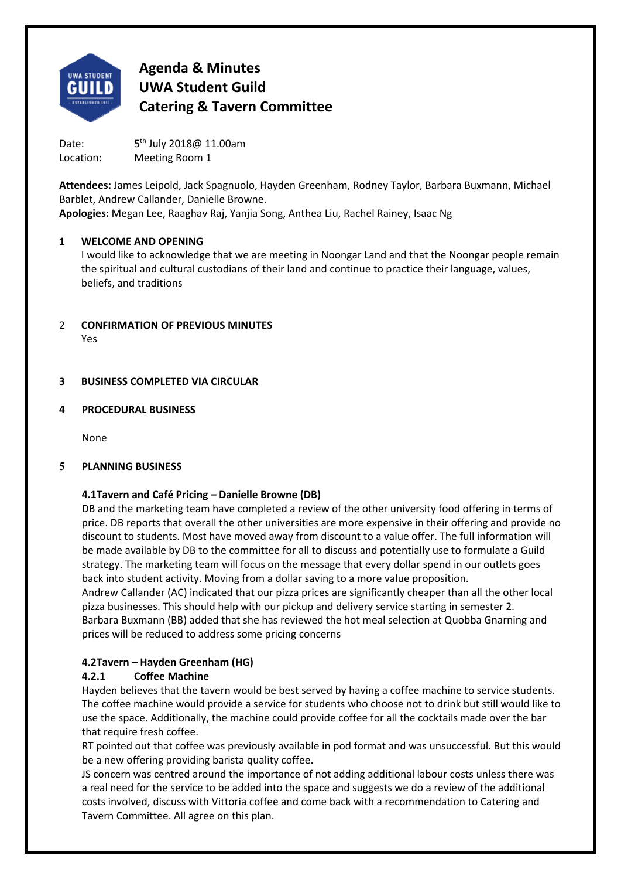# Agenda & Minutes
# UWA Student Guild
# Catering & Tavern Committee

Date: 5th July 2018@ 11.00am
Location: Meeting Room 1

**Attendees:** James Leipold, Jack Spagnuolo, Hayden Greenham, Rodney Taylor, Barbara Buxmann, Michael Barblet, Andrew Callander, Danielle Browne.
**Apologies:** Megan Lee, Raaghav Raj, Yanjia Song, Anthea Liu, Rachel Rainey, Isaac Ng

## 1 WELCOME AND OPENING

I would like to acknowledge that we are meeting in Noongar Land and that the Noongar people remain the spiritual and cultural custodians of their land and continue to practice their language, values, beliefs, and traditions

## 2 CONFIRMATION OF PREVIOUS MINUTES

Yes

## 3 BUSINESS COMPLETED VIA CIRCULAR

## 4 PROCEDURAL BUSINESS

None

## 5 PLANNING BUSINESS

### 4.1Tavern and Café Pricing – Danielle Browne (DB)

DB and the marketing team have completed a review of the other university food offering in terms of price. DB reports that overall the other universities are more expensive in their offering and provide no discount to students. Most have moved away from discount to a value offer. The full information will be made available by DB to the committee for all to discuss and potentially use to formulate a Guild strategy. The marketing team will focus on the message that every dollar spend in our outlets goes back into student activity. Moving from a dollar saving to a more value proposition.
Andrew Callander (AC) indicated that our pizza prices are significantly cheaper than all the other local pizza businesses. This should help with our pickup and delivery service starting in semester 2.
Barbara Buxmann (BB) added that she has reviewed the hot meal selection at Quobba Gnarning and prices will be reduced to address some pricing concerns

### 4.2Tavern – Hayden Greenham (HG)

#### 4.2.1 Coffee Machine

Hayden believes that the tavern would be best served by having a coffee machine to service students. The coffee machine would provide a service for students who choose not to drink but still would like to use the space. Additionally, the machine could provide coffee for all the cocktails made over the bar that require fresh coffee.
RT pointed out that coffee was previously available in pod format and was unsuccessful. But this would be a new offering providing barista quality coffee.
JS concern was centred around the importance of not adding additional labour costs unless there was a real need for the service to be added into the space and suggests we do a review of the additional costs involved, discuss with Vittoria coffee and come back with a recommendation to Catering and Tavern Committee. All agree on this plan.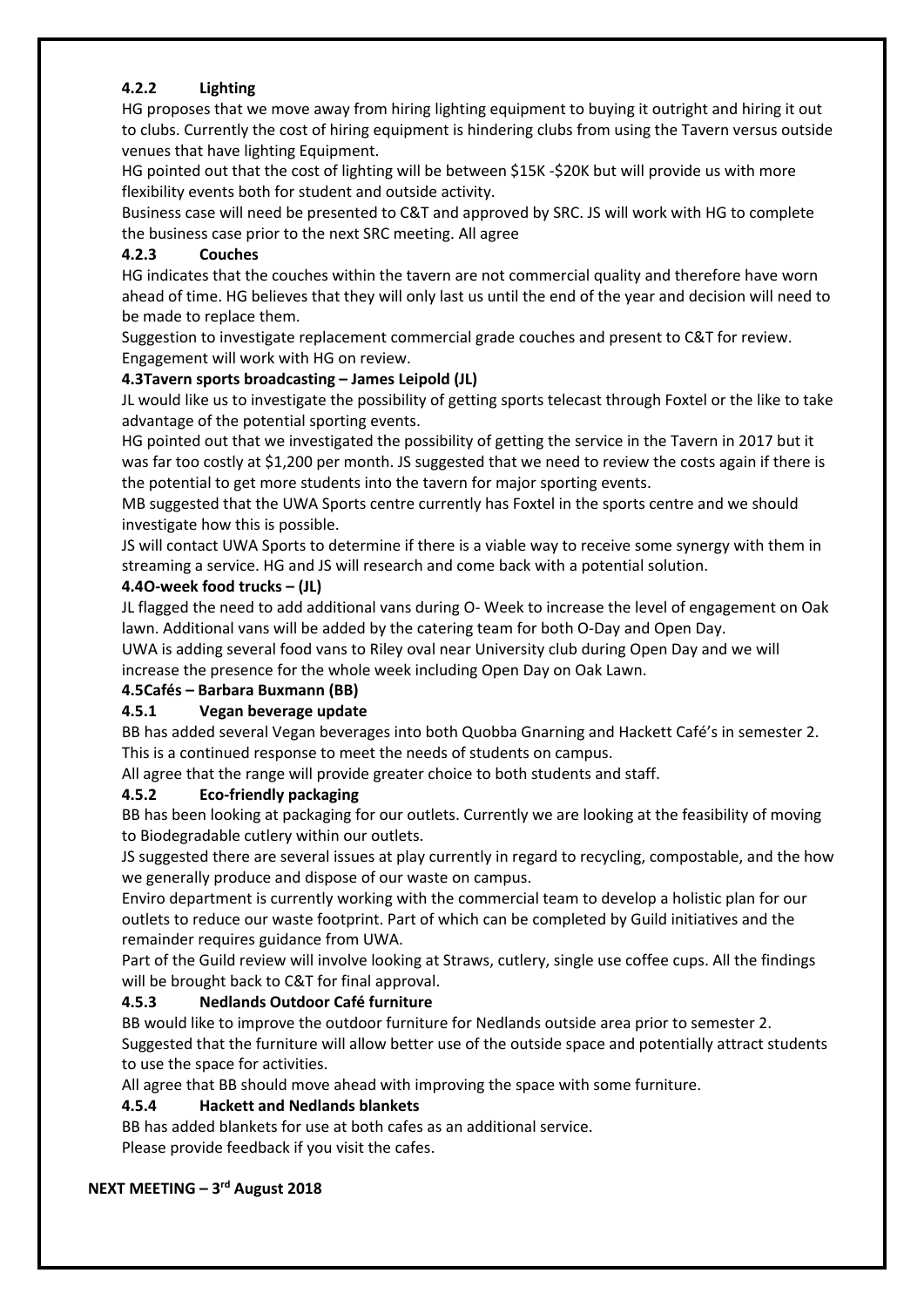#### 4.2.2 Lighting

HG proposes that we move away from hiring lighting equipment to buying it outright and hiring it out to clubs. Currently the cost of hiring equipment is hindering clubs from using the Tavern versus outside venues that have lighting Equipment.

HG pointed out that the cost of lighting will be between $15K -$20K but will provide us with more flexibility events both for student and outside activity.

Business case will need be presented to C&T and approved by SRC. JS will work with HG to complete the business case prior to the next SRC meeting. All agree

#### 4.2.3 Couches

HG indicates that the couches within the tavern are not commercial quality and therefore have worn ahead of time. HG believes that they will only last us until the end of the year and decision will need to be made to replace them.

Suggestion to investigate replacement commercial grade couches and present to C&T for review. Engagement will work with HG on review.

### 4.3Tavern sports broadcasting – James Leipold (JL)

JL would like us to investigate the possibility of getting sports telecast through Foxtel or the like to take advantage of the potential sporting events.

HG pointed out that we investigated the possibility of getting the service in the Tavern in 2017 but it was far too costly at $1,200 per month. JS suggested that we need to review the costs again if there is the potential to get more students into the tavern for major sporting events.

MB suggested that the UWA Sports centre currently has Foxtel in the sports centre and we should investigate how this is possible.

JS will contact UWA Sports to determine if there is a viable way to receive some synergy with them in streaming a service. HG and JS will research and come back with a potential solution.

### 4.4O-week food trucks – (JL)

JL flagged the need to add additional vans during O- Week to increase the level of engagement on Oak lawn. Additional vans will be added by the catering team for both O-Day and Open Day.

UWA is adding several food vans to Riley oval near University club during Open Day and we will increase the presence for the whole week including Open Day on Oak Lawn.

### 4.5Cafés – Barbara Buxmann (BB)

#### 4.5.1 Vegan beverage update

BB has added several Vegan beverages into both Quobba Gnarning and Hackett Café's in semester 2. This is a continued response to meet the needs of students on campus.

All agree that the range will provide greater choice to both students and staff.

#### 4.5.2 Eco-friendly packaging

BB has been looking at packaging for our outlets. Currently we are looking at the feasibility of moving to Biodegradable cutlery within our outlets.

JS suggested there are several issues at play currently in regard to recycling, compostable, and the how we generally produce and dispose of our waste on campus.

Enviro department is currently working with the commercial team to develop a holistic plan for our outlets to reduce our waste footprint. Part of which can be completed by Guild initiatives and the remainder requires guidance from UWA.

Part of the Guild review will involve looking at Straws, cutlery, single use coffee cups. All the findings will be brought back to C&T for final approval.

#### 4.5.3 Nedlands Outdoor Café furniture

BB would like to improve the outdoor furniture for Nedlands outside area prior to semester 2. Suggested that the furniture will allow better use of the outside space and potentially attract students to use the space for activities.

All agree that BB should move ahead with improving the space with some furniture.

#### 4.5.4 Hackett and Nedlands blankets

BB has added blankets for use at both cafes as an additional service.

Please provide feedback if you visit the cafes.

**NEXT MEETING – 3rd August 2018**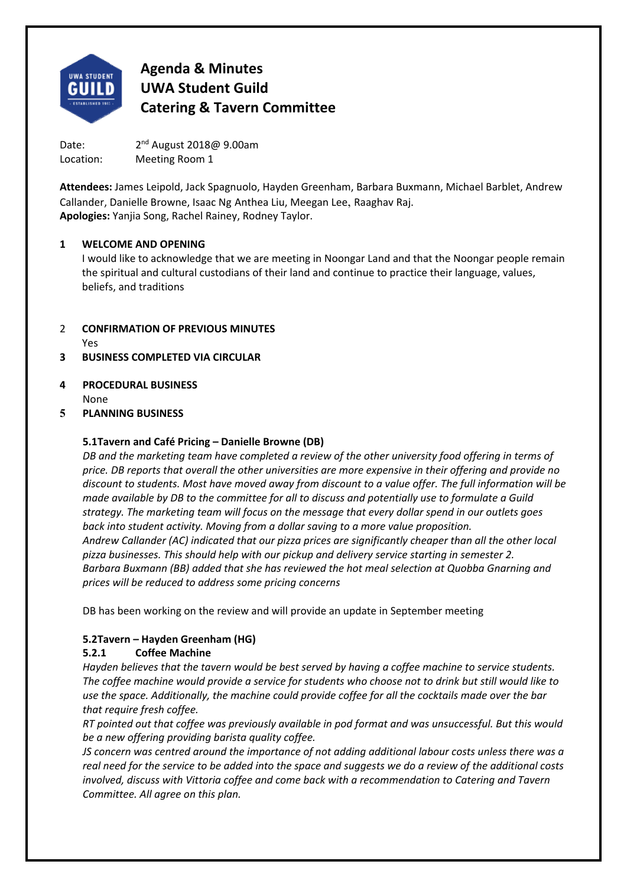# Agenda & Minutes
# UWA Student Guild
# Catering & Tavern Committee

Date: 2nd August 2018@ 9.00am
Location: Meeting Room 1

**Attendees:** James Leipold, Jack Spagnuolo, Hayden Greenham, Barbara Buxmann, Michael Barblet, Andrew Callander, Danielle Browne, Isaac Ng Anthea Liu, Meegan Lee, Raaghav Raj.
**Apologies:** Yanjia Song, Rachel Rainey, Rodney Taylor.

**1 WELCOME AND OPENING**

I would like to acknowledge that we are meeting in Noongar Land and that the Noongar people remain the spiritual and cultural custodians of their land and continue to practice their language, values, beliefs, and traditions

**2 CONFIRMATION OF PREVIOUS MINUTES**

Yes

**3 BUSINESS COMPLETED VIA CIRCULAR**

**4 PROCEDURAL BUSINESS**

None

**5 PLANNING BUSINESS**

**5.1Tavern and Café Pricing – Danielle Browne (DB)**

*DB and the marketing team have completed a review of the other university food offering in terms of price. DB reports that overall the other universities are more expensive in their offering and provide no discount to students. Most have moved away from discount to a value offer. The full information will be made available by DB to the committee for all to discuss and potentially use to formulate a Guild strategy. The marketing team will focus on the message that every dollar spend in our outlets goes back into student activity. Moving from a dollar saving to a more value proposition.*

*Andrew Callander (AC) indicated that our pizza prices are significantly cheaper than all the other local pizza businesses. This should help with our pickup and delivery service starting in semester 2.*

*Barbara Buxmann (BB) added that she has reviewed the hot meal selection at Quobba Gnarning and prices will be reduced to address some pricing concerns*

DB has been working on the review and will provide an update in September meeting

**5.2Tavern – Hayden Greenham (HG)**

**5.2.1 Coffee Machine**

*Hayden believes that the tavern would be best served by having a coffee machine to service students. The coffee machine would provide a service for students who choose not to drink but still would like to use the space. Additionally, the machine could provide coffee for all the cocktails made over the bar that require fresh coffee.*

*RT pointed out that coffee was previously available in pod format and was unsuccessful. But this would be a new offering providing barista quality coffee.*

*JS concern was centred around the importance of not adding additional labour costs unless there was a real need for the service to be added into the space and suggests we do a review of the additional costs involved, discuss with Vittoria coffee and come back with a recommendation to Catering and Tavern Committee. All agree on this plan.*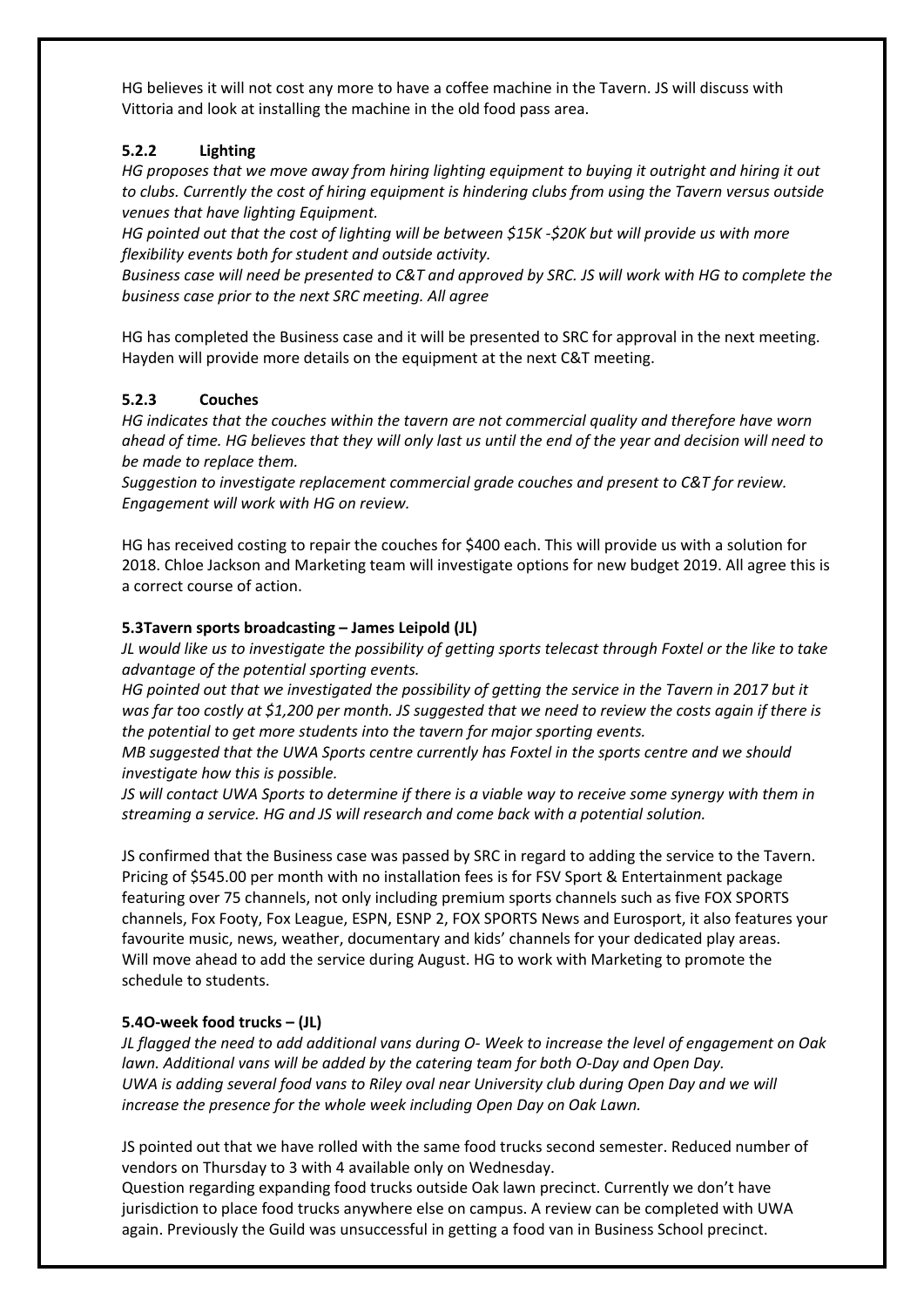HG believes it will not cost any more to have a coffee machine in the Tavern. JS will discuss with Vittoria and look at installing the machine in the old food pass area.

### 5.2.2 Lighting

*HG proposes that we move away from hiring lighting equipment to buying it outright and hiring it out to clubs. Currently the cost of hiring equipment is hindering clubs from using the Tavern versus outside venues that have lighting Equipment.*

*HG pointed out that the cost of lighting will be between $15K -$20K but will provide us with more flexibility events both for student and outside activity.*

*Business case will need be presented to C&T and approved by SRC. JS will work with HG to complete the business case prior to the next SRC meeting. All agree*

HG has completed the Business case and it will be presented to SRC for approval in the next meeting. Hayden will provide more details on the equipment at the next C&T meeting.

### 5.2.3 Couches

*HG indicates that the couches within the tavern are not commercial quality and therefore have worn ahead of time. HG believes that they will only last us until the end of the year and decision will need to be made to replace them.*

*Suggestion to investigate replacement commercial grade couches and present to C&T for review. Engagement will work with HG on review.*

HG has received costing to repair the couches for $400 each. This will provide us with a solution for 2018. Chloe Jackson and Marketing team will investigate options for new budget 2019. All agree this is a correct course of action.

### 5.3Tavern sports broadcasting – James Leipold (JL)

*JL would like us to investigate the possibility of getting sports telecast through Foxtel or the like to take advantage of the potential sporting events.*

*HG pointed out that we investigated the possibility of getting the service in the Tavern in 2017 but it was far too costly at $1,200 per month. JS suggested that we need to review the costs again if there is the potential to get more students into the tavern for major sporting events.*

*MB suggested that the UWA Sports centre currently has Foxtel in the sports centre and we should investigate how this is possible.*

*JS will contact UWA Sports to determine if there is a viable way to receive some synergy with them in streaming a service. HG and JS will research and come back with a potential solution.*

JS confirmed that the Business case was passed by SRC in regard to adding the service to the Tavern. Pricing of $545.00 per month with no installation fees is for FSV Sport & Entertainment package featuring over 75 channels, not only including premium sports channels such as five FOX SPORTS channels, Fox Footy, Fox League, ESPN, ESNP 2, FOX SPORTS News and Eurosport, it also features your favourite music, news, weather, documentary and kids' channels for your dedicated play areas. Will move ahead to add the service during August. HG to work with Marketing to promote the schedule to students.

### 5.4O-week food trucks – (JL)

*JL flagged the need to add additional vans during O- Week to increase the level of engagement on Oak lawn. Additional vans will be added by the catering team for both O-Day and Open Day. UWA is adding several food vans to Riley oval near University club during Open Day and we will increase the presence for the whole week including Open Day on Oak Lawn.*

JS pointed out that we have rolled with the same food trucks second semester. Reduced number of vendors on Thursday to 3 with 4 available only on Wednesday.

Question regarding expanding food trucks outside Oak lawn precinct. Currently we don't have jurisdiction to place food trucks anywhere else on campus. A review can be completed with UWA again. Previously the Guild was unsuccessful in getting a food van in Business School precinct.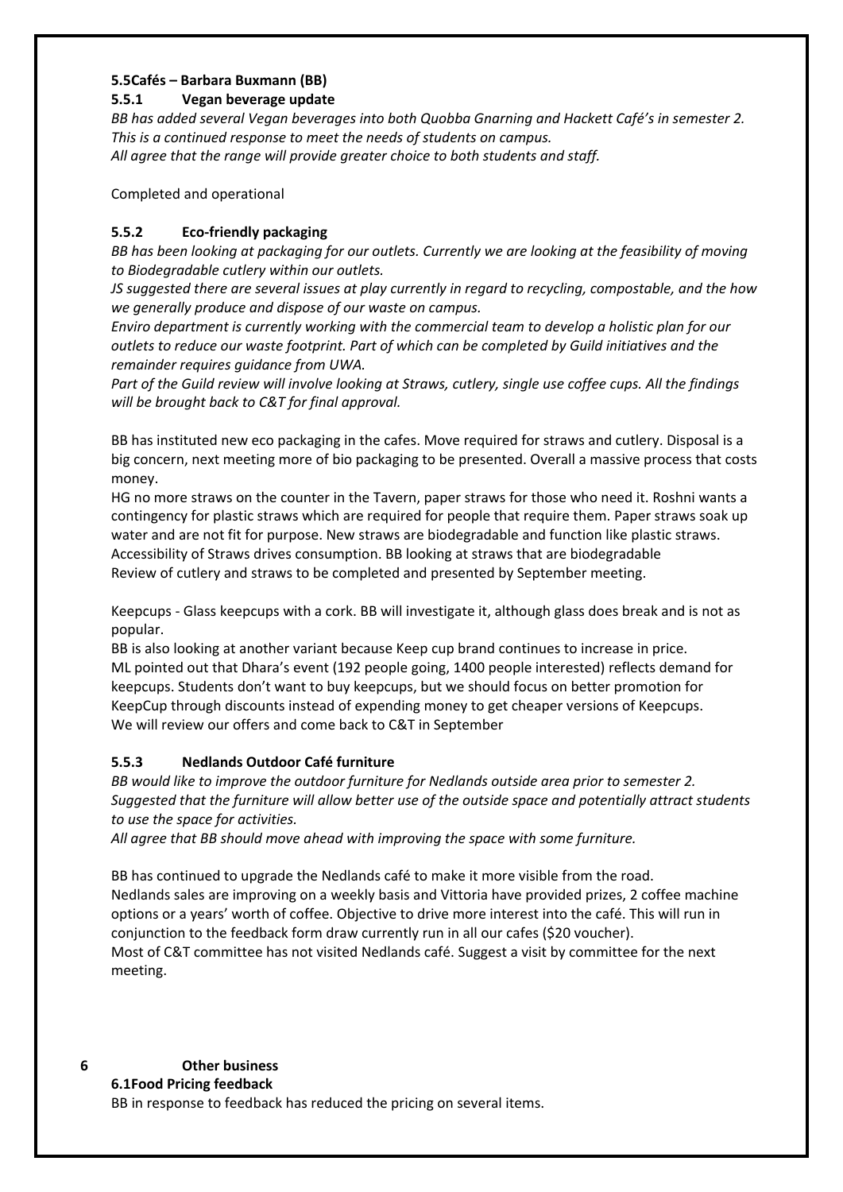**5.5Cafés – Barbara Buxmann (BB)**

**5.5.1 Vegan beverage update**

*BB has added several Vegan beverages into both Quobba Gnarning and Hackett Café's in semester 2. This is a continued response to meet the needs of students on campus.*
*All agree that the range will provide greater choice to both students and staff.*

Completed and operational

**5.5.2 Eco-friendly packaging**

*BB has been looking at packaging for our outlets. Currently we are looking at the feasibility of moving to Biodegradable cutlery within our outlets.*
*JS suggested there are several issues at play currently in regard to recycling, compostable, and the how we generally produce and dispose of our waste on campus.*
*Enviro department is currently working with the commercial team to develop a holistic plan for our outlets to reduce our waste footprint. Part of which can be completed by Guild initiatives and the remainder requires guidance from UWA.*
*Part of the Guild review will involve looking at Straws, cutlery, single use coffee cups. All the findings will be brought back to C&T for final approval.*

BB has instituted new eco packaging in the cafes. Move required for straws and cutlery. Disposal is a big concern, next meeting more of bio packaging to be presented. Overall a massive process that costs money.
HG no more straws on the counter in the Tavern, paper straws for those who need it. Roshni wants a contingency for plastic straws which are required for people that require them. Paper straws soak up water and are not fit for purpose. New straws are biodegradable and function like plastic straws. Accessibility of Straws drives consumption. BB looking at straws that are biodegradable
Review of cutlery and straws to be completed and presented by September meeting.

Keepcups - Glass keepcups with a cork. BB will investigate it, although glass does break and is not as popular.
BB is also looking at another variant because Keep cup brand continues to increase in price.
ML pointed out that Dhara's event (192 people going, 1400 people interested) reflects demand for keepcups. Students don't want to buy keepcups, but we should focus on better promotion for KeepCup through discounts instead of expending money to get cheaper versions of Keepcups.
We will review our offers and come back to C&T in September

**5.5.3 Nedlands Outdoor Café furniture**

*BB would like to improve the outdoor furniture for Nedlands outside area prior to semester 2. Suggested that the furniture will allow better use of the outside space and potentially attract students to use the space for activities.*
*All agree that BB should move ahead with improving the space with some furniture.*

BB has continued to upgrade the Nedlands café to make it more visible from the road.
Nedlands sales are improving on a weekly basis and Vittoria have provided prizes, 2 coffee machine options or a years' worth of coffee. Objective to drive more interest into the café. This will run in conjunction to the feedback form draw currently run in all our cafes ($20 voucher).
Most of C&T committee has not visited Nedlands café. Suggest a visit by committee for the next meeting.

**6 Other business**

**6.1Food Pricing feedback**

BB in response to feedback has reduced the pricing on several items.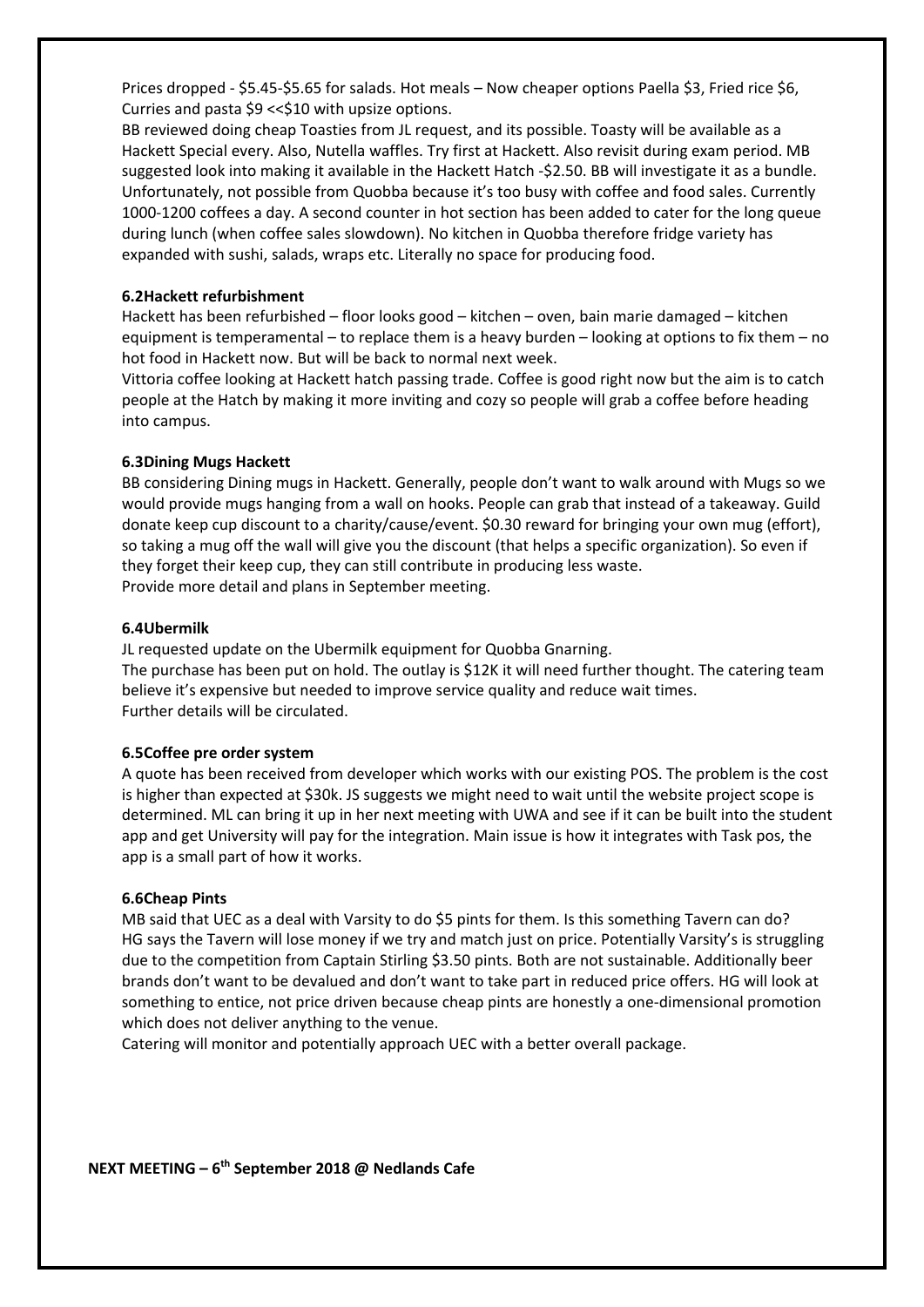Prices dropped - $5.45-$5.65 for salads. Hot meals – Now cheaper options Paella $3, Fried rice $6, Curries and pasta $9 <<$10 with upsize options.

BB reviewed doing cheap Toasties from JL request, and its possible. Toasty will be available as a Hackett Special every. Also, Nutella waffles. Try first at Hackett. Also revisit during exam period. MB suggested look into making it available in the Hackett Hatch -$2.50. BB will investigate it as a bundle. Unfortunately, not possible from Quobba because it's too busy with coffee and food sales. Currently 1000-1200 coffees a day. A second counter in hot section has been added to cater for the long queue during lunch (when coffee sales slowdown). No kitchen in Quobba therefore fridge variety has expanded with sushi, salads, wraps etc. Literally no space for producing food.

**6.2Hackett refurbishment**

Hackett has been refurbished – floor looks good – kitchen – oven, bain marie damaged – kitchen equipment is temperamental – to replace them is a heavy burden – looking at options to fix them – no hot food in Hackett now. But will be back to normal next week.

Vittoria coffee looking at Hackett hatch passing trade. Coffee is good right now but the aim is to catch people at the Hatch by making it more inviting and cozy so people will grab a coffee before heading into campus.

**6.3Dining Mugs Hackett**

BB considering Dining mugs in Hackett. Generally, people don't want to walk around with Mugs so we would provide mugs hanging from a wall on hooks. People can grab that instead of a takeaway. Guild donate keep cup discount to a charity/cause/event. $0.30 reward for bringing your own mug (effort), so taking a mug off the wall will give you the discount (that helps a specific organization). So even if they forget their keep cup, they can still contribute in producing less waste.

Provide more detail and plans in September meeting.

**6.4Ubermilk**

JL requested update on the Ubermilk equipment for Quobba Gnarning.

The purchase has been put on hold. The outlay is $12K it will need further thought. The catering team believe it's expensive but needed to improve service quality and reduce wait times.

Further details will be circulated.

**6.5Coffee pre order system**

A quote has been received from developer which works with our existing POS. The problem is the cost is higher than expected at $30k. JS suggests we might need to wait until the website project scope is determined. ML can bring it up in her next meeting with UWA and see if it can be built into the student app and get University will pay for the integration. Main issue is how it integrates with Task pos, the app is a small part of how it works.

**6.6Cheap Pints**

MB said that UEC as a deal with Varsity to do $5 pints for them. Is this something Tavern can do? HG says the Tavern will lose money if we try and match just on price. Potentially Varsity's is struggling due to the competition from Captain Stirling $3.50 pints. Both are not sustainable. Additionally beer brands don't want to be devalued and don't want to take part in reduced price offers. HG will look at something to entice, not price driven because cheap pints are honestly a one-dimensional promotion which does not deliver anything to the venue.

Catering will monitor and potentially approach UEC with a better overall package.

**NEXT MEETING – 6th September 2018 @ Nedlands Cafe**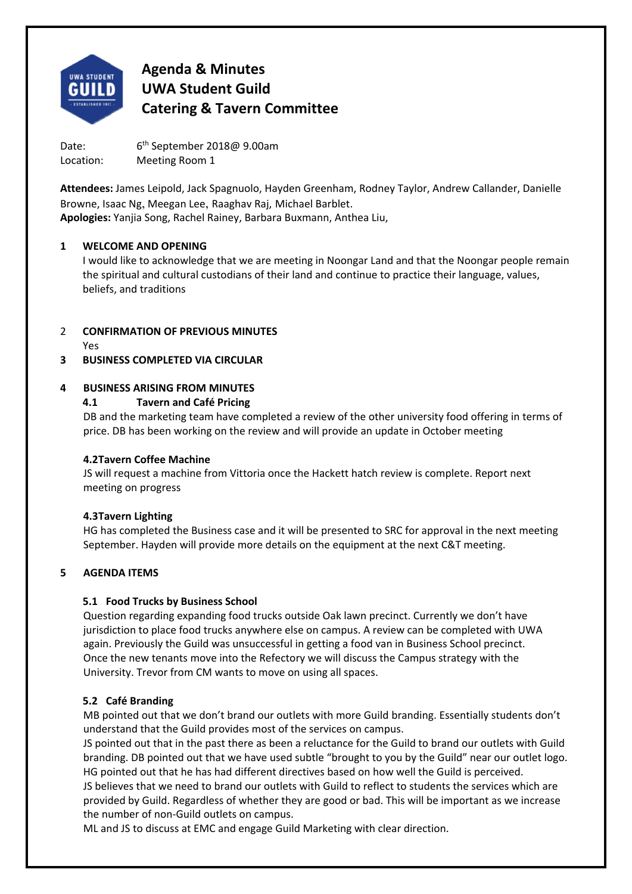# Agenda & Minutes
# UWA Student Guild
# Catering & Tavern Committee

Date: 6th September 2018@ 9.00am
Location: Meeting Room 1

**Attendees:** James Leipold, Jack Spagnuolo, Hayden Greenham, Rodney Taylor, Andrew Callander, Danielle Browne, Isaac Ng, Meegan Lee, Raaghav Raj, Michael Barblet.
**Apologies:** Yanjia Song, Rachel Rainey, Barbara Buxmann, Anthea Liu,

## 1 WELCOME AND OPENING

I would like to acknowledge that we are meeting in Noongar Land and that the Noongar people remain the spiritual and cultural custodians of their land and continue to practice their language, values, beliefs, and traditions

## 2 CONFIRMATION OF PREVIOUS MINUTES

Yes

## 3 BUSINESS COMPLETED VIA CIRCULAR

## 4 BUSINESS ARISING FROM MINUTES

### 4.1 Tavern and Café Pricing

DB and the marketing team have completed a review of the other university food offering in terms of price. DB has been working on the review and will provide an update in October meeting

### 4.2Tavern Coffee Machine

JS will request a machine from Vittoria once the Hackett hatch review is complete. Report next meeting on progress

### 4.3Tavern Lighting

HG has completed the Business case and it will be presented to SRC for approval in the next meeting September. Hayden will provide more details on the equipment at the next C&T meeting.

## 5 AGENDA ITEMS

### 5.1 Food Trucks by Business School

Question regarding expanding food trucks outside Oak lawn precinct. Currently we don't have jurisdiction to place food trucks anywhere else on campus. A review can be completed with UWA again. Previously the Guild was unsuccessful in getting a food van in Business School precinct. Once the new tenants move into the Refectory we will discuss the Campus strategy with the University. Trevor from CM wants to move on using all spaces.

### 5.2 Café Branding

MB pointed out that we don't brand our outlets with more Guild branding. Essentially students don't understand that the Guild provides most of the services on campus.
JS pointed out that in the past there as been a reluctance for the Guild to brand our outlets with Guild branding. DB pointed out that we have used subtle "brought to you by the Guild" near our outlet logo.
HG pointed out that he has had different directives based on how well the Guild is perceived.
JS believes that we need to brand our outlets with Guild to reflect to students the services which are provided by Guild. Regardless of whether they are good or bad. This will be important as we increase the number of non-Guild outlets on campus.
ML and JS to discuss at EMC and engage Guild Marketing with clear direction.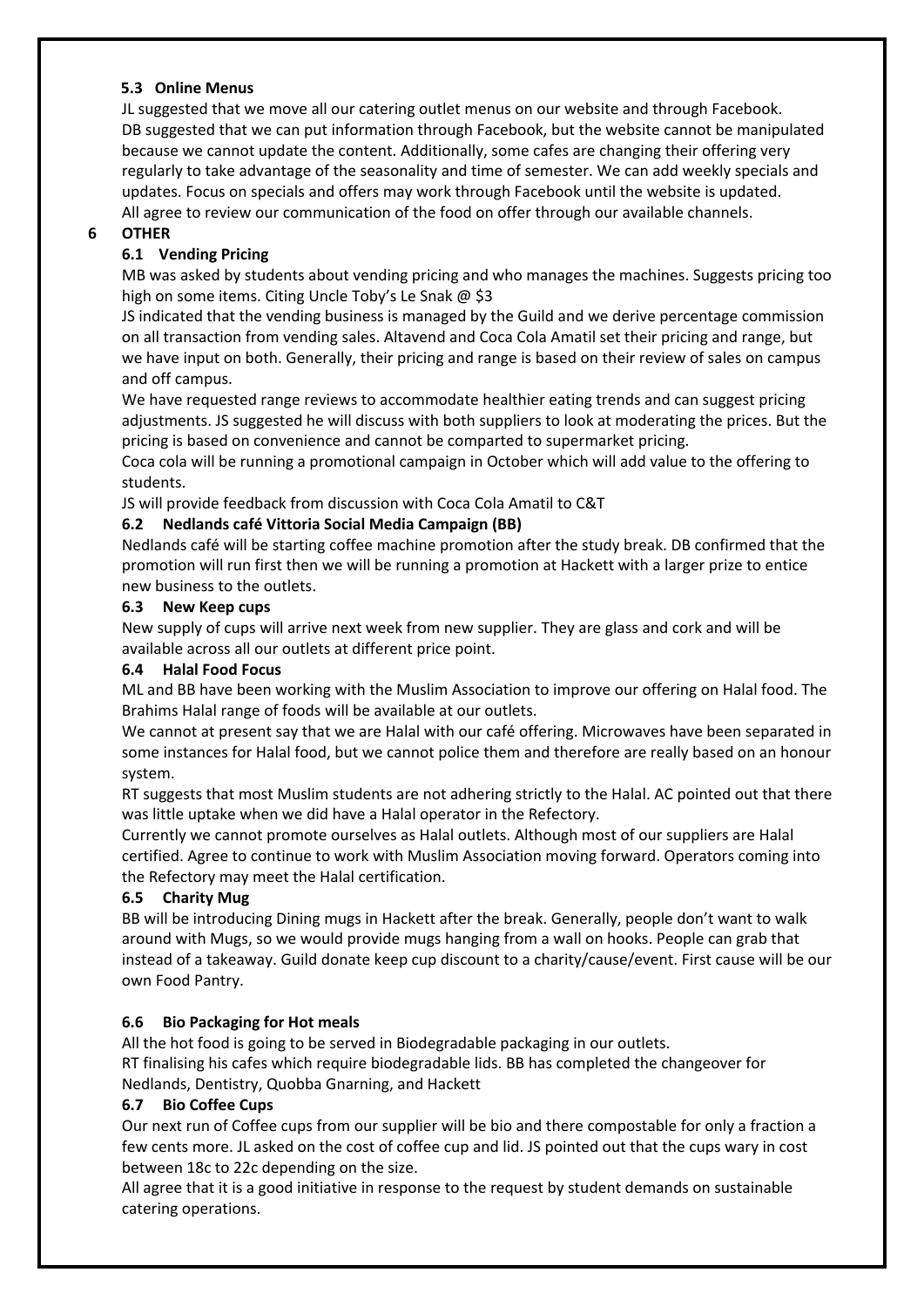### 5.3 Online Menus

JL suggested that we move all our catering outlet menus on our website and through Facebook. DB suggested that we can put information through Facebook, but the website cannot be manipulated because we cannot update the content. Additionally, some cafes are changing their offering very regularly to take advantage of the seasonality and time of semester. We can add weekly specials and updates. Focus on specials and offers may work through Facebook until the website is updated. All agree to review our communication of the food on offer through our available channels.

## 6 OTHER

### 6.1 Vending Pricing

MB was asked by students about vending pricing and who manages the machines. Suggests pricing too high on some items. Citing Uncle Toby's Le Snak @ $3

JS indicated that the vending business is managed by the Guild and we derive percentage commission on all transaction from vending sales. Altavend and Coca Cola Amatil set their pricing and range, but we have input on both. Generally, their pricing and range is based on their review of sales on campus and off campus.

We have requested range reviews to accommodate healthier eating trends and can suggest pricing adjustments. JS suggested he will discuss with both suppliers to look at moderating the prices. But the pricing is based on convenience and cannot be comparted to supermarket pricing.

Coca cola will be running a promotional campaign in October which will add value to the offering to students.

JS will provide feedback from discussion with Coca Cola Amatil to C&T

### 6.2 Nedlands café Vittoria Social Media Campaign (BB)

Nedlands café will be starting coffee machine promotion after the study break. DB confirmed that the promotion will run first then we will be running a promotion at Hackett with a larger prize to entice new business to the outlets.

### 6.3 New Keep cups

New supply of cups will arrive next week from new supplier. They are glass and cork and will be available across all our outlets at different price point.

### 6.4 Halal Food Focus

ML and BB have been working with the Muslim Association to improve our offering on Halal food. The Brahims Halal range of foods will be available at our outlets.

We cannot at present say that we are Halal with our café offering. Microwaves have been separated in some instances for Halal food, but we cannot police them and therefore are really based on an honour system.

RT suggests that most Muslim students are not adhering strictly to the Halal. AC pointed out that there was little uptake when we did have a Halal operator in the Refectory.

Currently we cannot promote ourselves as Halal outlets. Although most of our suppliers are Halal certified. Agree to continue to work with Muslim Association moving forward. Operators coming into the Refectory may meet the Halal certification.

### 6.5 Charity Mug

BB will be introducing Dining mugs in Hackett after the break. Generally, people don't want to walk around with Mugs, so we would provide mugs hanging from a wall on hooks. People can grab that instead of a takeaway. Guild donate keep cup discount to a charity/cause/event. First cause will be our own Food Pantry.

### 6.6 Bio Packaging for Hot meals

All the hot food is going to be served in Biodegradable packaging in our outlets.

RT finalising his cafes which require biodegradable lids. BB has completed the changeover for Nedlands, Dentistry, Quobba Gnarning, and Hackett

### 6.7 Bio Coffee Cups

Our next run of Coffee cups from our supplier will be bio and there compostable for only a fraction a few cents more. JL asked on the cost of coffee cup and lid. JS pointed out that the cups wary in cost between 18c to 22c depending on the size.

All agree that it is a good initiative in response to the request by student demands on sustainable catering operations.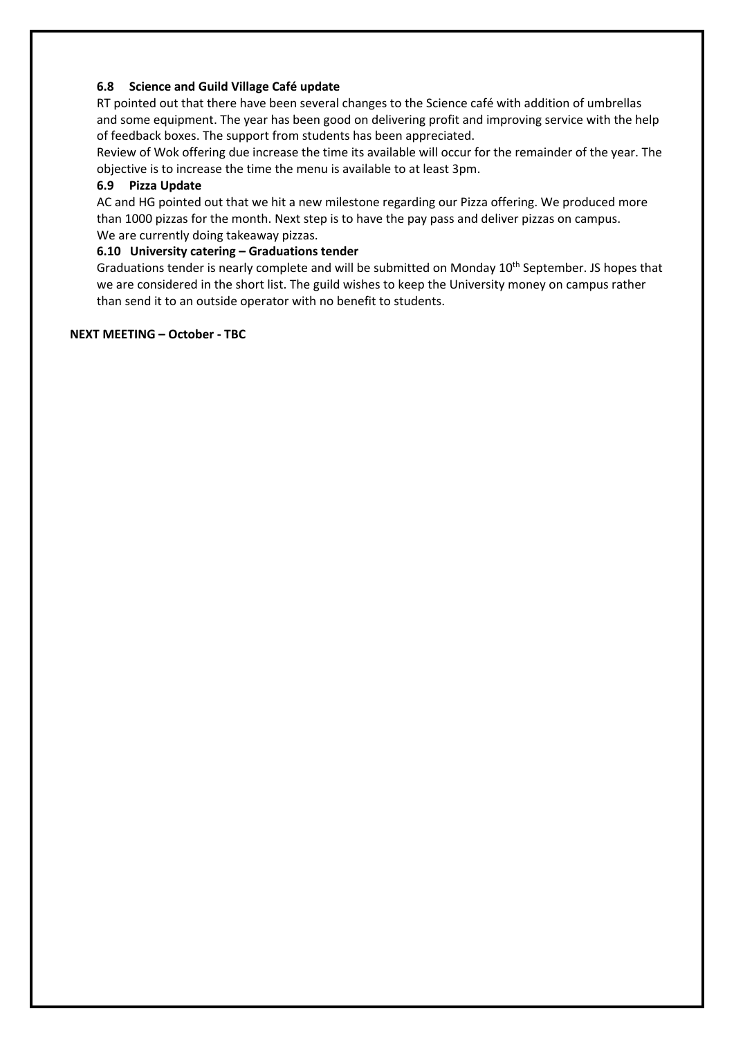### 6.8 Science and Guild Village Café update

RT pointed out that there have been several changes to the Science café with addition of umbrellas and some equipment. The year has been good on delivering profit and improving service with the help of feedback boxes. The support from students has been appreciated.

Review of Wok offering due increase the time its available will occur for the remainder of the year. The objective is to increase the time the menu is available to at least 3pm.

### 6.9 Pizza Update

AC and HG pointed out that we hit a new milestone regarding our Pizza offering. We produced more than 1000 pizzas for the month. Next step is to have the pay pass and deliver pizzas on campus.

We are currently doing takeaway pizzas.

### 6.10 University catering – Graduations tender

Graduations tender is nearly complete and will be submitted on Monday 10th September. JS hopes that we are considered in the short list. The guild wishes to keep the University money on campus rather than send it to an outside operator with no benefit to students.

**NEXT MEETING – October - TBC**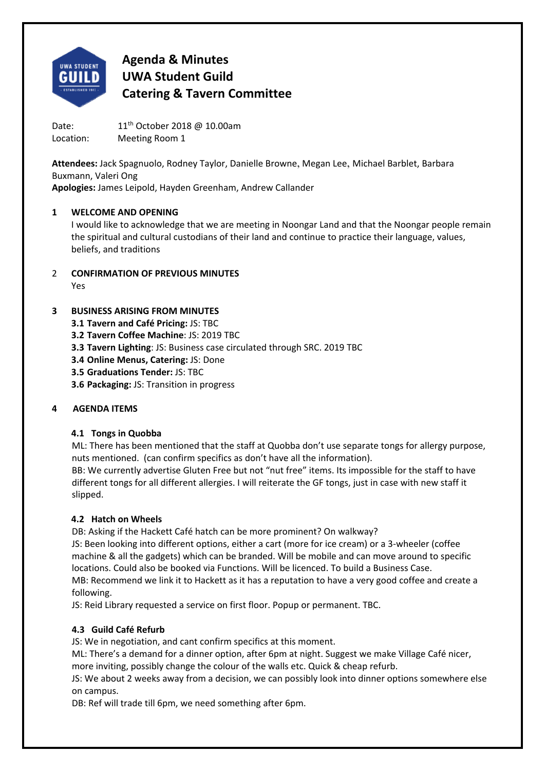# Agenda & Minutes
# UWA Student Guild
# Catering & Tavern Committee

Date: 11th October 2018 @ 10.00am
Location: Meeting Room 1

**Attendees:** Jack Spagnuolo, Rodney Taylor, Danielle Browne, Megan Lee, Michael Barblet, Barbara Buxmann, Valeri Ong
**Apologies:** James Leipold, Hayden Greenham, Andrew Callander

## 1 WELCOME AND OPENING

I would like to acknowledge that we are meeting in Noongar Land and that the Noongar people remain the spiritual and cultural custodians of their land and continue to practice their language, values, beliefs, and traditions

## 2 CONFIRMATION OF PREVIOUS MINUTES

Yes

## 3 BUSINESS ARISING FROM MINUTES

**3.1 Tavern and Café Pricing:** JS: TBC
**3.2 Tavern Coffee Machine**: JS: 2019 TBC
**3.3 Tavern Lighting**: JS: Business case circulated through SRC. 2019 TBC
**3.4 Online Menus, Catering:** JS: Done
**3.5 Graduations Tender:** JS: TBC
**3.6 Packaging:** JS: Transition in progress

## 4 AGENDA ITEMS

### 4.1 Tongs in Quobba

ML: There has been mentioned that the staff at Quobba don't use separate tongs for allergy purpose, nuts mentioned. (can confirm specifics as don't have all the information).
BB: We currently advertise Gluten Free but not "nut free" items. Its impossible for the staff to have different tongs for all different allergies. I will reiterate the GF tongs, just in case with new staff it slipped.

### 4.2 Hatch on Wheels

DB: Asking if the Hackett Café hatch can be more prominent? On walkway?
JS: Been looking into different options, either a cart (more for ice cream) or a 3-wheeler (coffee machine & all the gadgets) which can be branded. Will be mobile and can move around to specific locations. Could also be booked via Functions. Will be licenced. To build a Business Case.
MB: Recommend we link it to Hackett as it has a reputation to have a very good coffee and create a following.
JS: Reid Library requested a service on first floor. Popup or permanent. TBC.

### 4.3 Guild Café Refurb

JS: We in negotiation, and cant confirm specifics at this moment.
ML: There's a demand for a dinner option, after 6pm at night. Suggest we make Village Café nicer, more inviting, possibly change the colour of the walls etc. Quick & cheap refurb.
JS: We about 2 weeks away from a decision, we can possibly look into dinner options somewhere else on campus.
DB: Ref will trade till 6pm, we need something after 6pm.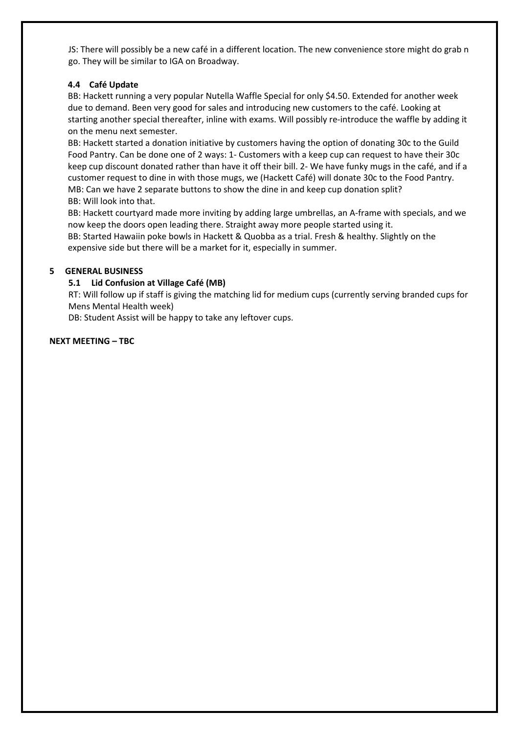JS: There will possibly be a new café in a different location. The new convenience store might do grab n go. They will be similar to IGA on Broadway.

### 4.4 Café Update

BB: Hackett running a very popular Nutella Waffle Special for only $4.50. Extended for another week due to demand. Been very good for sales and introducing new customers to the café. Looking at starting another special thereafter, inline with exams. Will possibly re-introduce the waffle by adding it on the menu next semester.

BB: Hackett started a donation initiative by customers having the option of donating 30c to the Guild Food Pantry. Can be done one of 2 ways: 1- Customers with a keep cup can request to have their 30c keep cup discount donated rather than have it off their bill. 2- We have funky mugs in the café, and if a customer request to dine in with those mugs, we (Hackett Café) will donate 30c to the Food Pantry.

MB: Can we have 2 separate buttons to show the dine in and keep cup donation split?

BB: Will look into that.

BB: Hackett courtyard made more inviting by adding large umbrellas, an A-frame with specials, and we now keep the doors open leading there. Straight away more people started using it.

BB: Started Hawaiin poke bowls in Hackett & Quobba as a trial. Fresh & healthy. Slightly on the expensive side but there will be a market for it, especially in summer.

## 5 GENERAL BUSINESS

### 5.1 Lid Confusion at Village Café (MB)

RT: Will follow up if staff is giving the matching lid for medium cups (currently serving branded cups for Mens Mental Health week)

DB: Student Assist will be happy to take any leftover cups.

**NEXT MEETING – TBC**